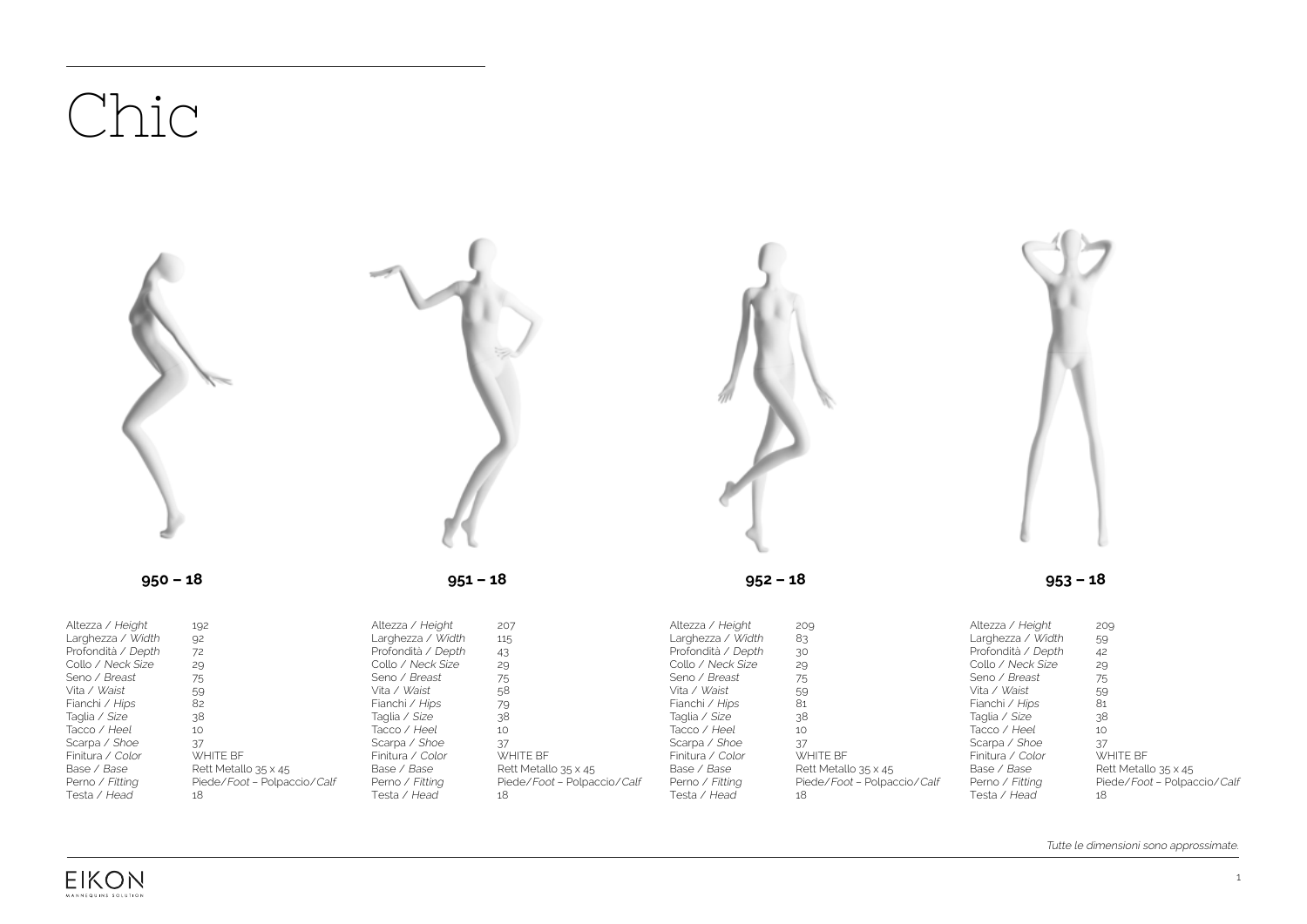# Chic

| | 950 – 18 | 951 – 18 | 952 – 18 | 953 – 18 |
|---|---|---|---|---|
| Altezza / *Height* | 192 | 207 | 209 | 209 |
| Larghezza / *Width* | 92 | 115 | 83 | 59 |
| Profondità / *Depth* | 72 | 43 | 30 | 42 |
| Collo / *Neck Size* | 29 | 29 | 29 | 29 |
| Seno / *Breast* | 75 | 75 | 75 | 75 |
| Vita / *Waist* | 59 | 58 | 59 | 59 |
| Fianchi / *Hips* | 82 | 79 | 81 | 81 |
| Taglia / *Size* | 38 | 38 | 38 | 38 |
| Tacco / *Heel* | 10 | 10 | 10 | 10 |
| Scarpa / *Shoe* | 37 | 37 | 37 | 37 |
| Finitura / *Color* | WHITE BF | WHITE BF | WHITE BF | WHITE BF |
| Base / *Base* | Rett Metallo 35 x 45 | Rett Metallo 35 x 45 | Rett Metallo 35 x 45 | Rett Metallo 35 x 45 |
| Perno / *Fitting* | Piede/*Foot* – Polpaccio/*Calf* | Piede/*Foot* – Polpaccio/*Calf* | Piede/*Foot* – Polpaccio/*Calf* | Piede/*Foot* – Polpaccio/*Calf* |
| Testa / *Head* | 18 | 18 | 18 | 18 |

*Tutte le dimensioni sono approssimate.*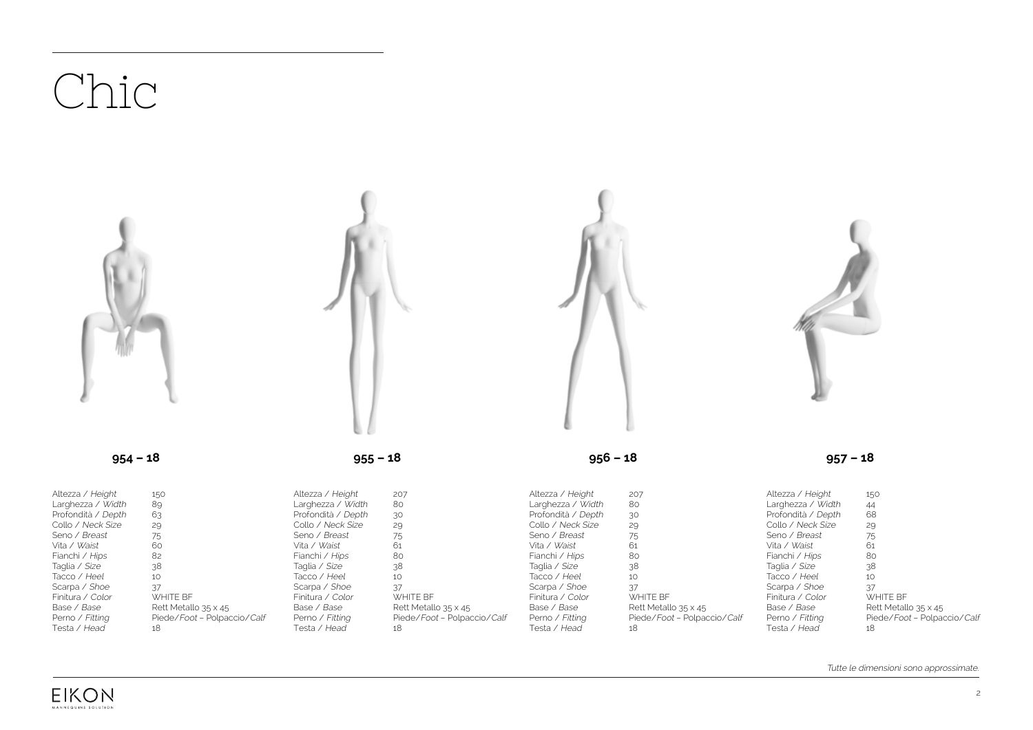# Chic

## 954 – 18

| | |
|---|---|
| Altezza / *Height* | 150 |
| Larghezza / *Width* | 89 |
| Profondità / *Depth* | 63 |
| Collo / *Neck Size* | 29 |
| Seno / *Breast* | 75 |
| Vita / *Waist* | 60 |
| Fianchi / *Hips* | 82 |
| Taglia / *Size* | 38 |
| Tacco / *Heel* | 10 |
| Scarpa / *Shoe* | 37 |
| Finitura / *Color* | WHITE BF |
| Base / *Base* | Rett Metallo 35 x 45 |
| Perno / *Fitting* | Piede/*Foot* – Polpaccio/*Calf* |
| Testa / *Head* | 18 |

## 955 – 18

| | |
|---|---|
| Altezza / *Height* | 207 |
| Larghezza / *Width* | 80 |
| Profondità / *Depth* | 30 |
| Collo / *Neck Size* | 29 |
| Seno / *Breast* | 75 |
| Vita / *Waist* | 61 |
| Fianchi / *Hips* | 80 |
| Taglia / *Size* | 38 |
| Tacco / *Heel* | 10 |
| Scarpa / *Shoe* | 37 |
| Finitura / *Color* | WHITE BF |
| Base / *Base* | Rett Metallo 35 x 45 |
| Perno / *Fitting* | Piede/*Foot* – Polpaccio/*Calf* |
| Testa / *Head* | 18 |

## 956 – 18

| | |
|---|---|
| Altezza / *Height* | 207 |
| Larghezza / *Width* | 80 |
| Profondità / *Depth* | 30 |
| Collo / *Neck Size* | 29 |
| Seno / *Breast* | 75 |
| Vita / *Waist* | 61 |
| Fianchi / *Hips* | 80 |
| Taglia / *Size* | 38 |
| Tacco / *Heel* | 10 |
| Scarpa / *Shoe* | 37 |
| Finitura / *Color* | WHITE BF |
| Base / *Base* | Rett Metallo 35 x 45 |
| Perno / *Fitting* | Piede/*Foot* – Polpaccio/*Calf* |
| Testa / *Head* | 18 |

## 957 – 18

| | |
|---|---|
| Altezza / *Height* | 150 |
| Larghezza / *Width* | 44 |
| Profondità / *Depth* | 68 |
| Collo / *Neck Size* | 29 |
| Seno / *Breast* | 75 |
| Vita / *Waist* | 61 |
| Fianchi / *Hips* | 80 |
| Taglia / *Size* | 38 |
| Tacco / *Heel* | 10 |
| Scarpa / *Shoe* | 37 |
| Finitura / *Color* | WHITE BF |
| Base / *Base* | Rett Metallo 35 x 45 |
| Perno / *Fitting* | Piede/*Foot* – Polpaccio/*Calf* |
| Testa / *Head* | 18 |

*Tutte le dimensioni sono approssimate.*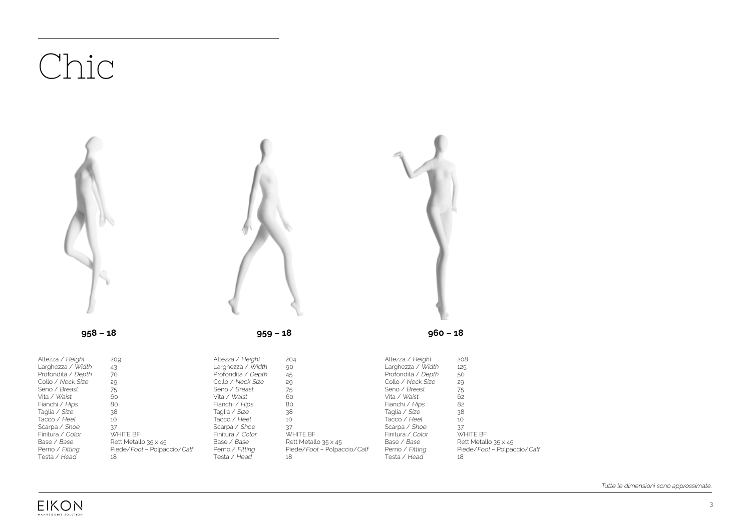# Chic

**958 – 18**

| | |
|---|---|
| Altezza / *Height* | 209 |
| Larghezza / *Width* | 43 |
| Profondità / *Depth* | 70 |
| Collo / *Neck Size* | 29 |
| Seno / *Breast* | 75 |
| Vita / *Waist* | 60 |
| Fianchi / *Hips* | 80 |
| Taglia / *Size* | 38 |
| Tacco / *Heel* | 10 |
| Scarpa / *Shoe* | 37 |
| Finitura / *Color* | WHITE BF |
| Base / *Base* | Rett Metallo 35 x 45 |
| Perno / *Fitting* | Piede/*Foot* – Polpaccio/*Calf* |
| Testa / *Head* | 18 |

**959 – 18**

| | |
|---|---|
| Altezza / *Height* | 204 |
| Larghezza / *Width* | 90 |
| Profondità / *Depth* | 45 |
| Collo / *Neck Size* | 29 |
| Seno / *Breast* | 75 |
| Vita / *Waist* | 60 |
| Fianchi / *Hips* | 80 |
| Taglia / *Size* | 38 |
| Tacco / *Heel* | 10 |
| Scarpa / *Shoe* | 37 |
| Finitura / *Color* | WHITE BF |
| Base / *Base* | Rett Metallo 35 x 45 |
| Perno / *Fitting* | Piede/*Foot* – Polpaccio/*Calf* |
| Testa / *Head* | 18 |

**960 – 18**

| | |
|---|---|
| Altezza / *Height* | 208 |
| Larghezza / *Width* | 125 |
| Profondità / *Depth* | 50 |
| Collo / *Neck Size* | 29 |
| Seno / *Breast* | 75 |
| Vita / *Waist* | 62 |
| Fianchi / *Hips* | 82 |
| Taglia / *Size* | 38 |
| Tacco / *Heel* | 10 |
| Scarpa / *Shoe* | 37 |
| Finitura / *Color* | WHITE BF |
| Base / *Base* | Rett Metallo 35 x 45 |
| Perno / *Fitting* | Piede/*Foot* – Polpaccio/*Calf* |
| Testa / *Head* | 18 |

*Tutte le dimensioni sono approssimate.*